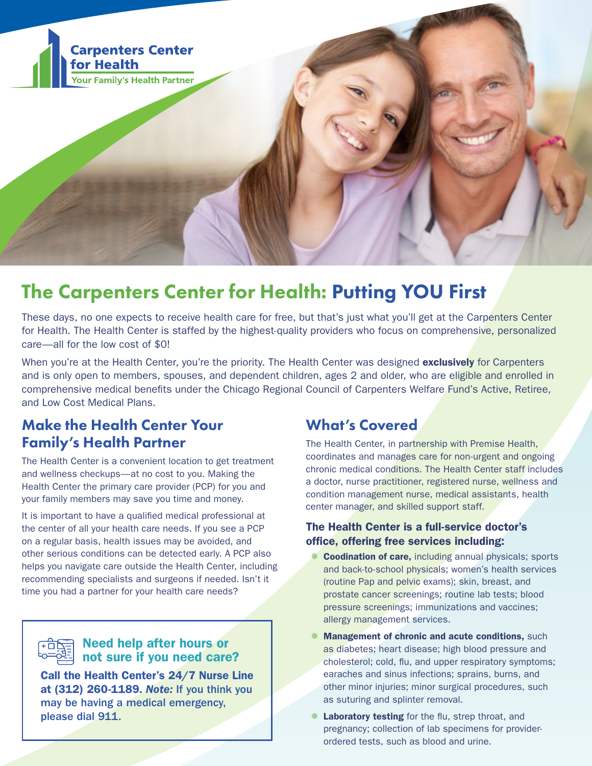Carpenters Center for Health

Your Family's Health Partner

# The Carpenters Center for Health: Putting YOU First

These days, no one expects to receive health care for free, but that's just what you'll get at the Carpenters Center for Health. The Health Center is staffed by the highest-quality providers who focus on comprehensive, personalized care—all for the low cost of $0!

When you're at the Health Center, you're the priority. The Health Center was designed **exclusively** for Carpenters and is only open to members, spouses, and dependent children, ages 2 and older, who are eligible and enrolled in comprehensive medical benefits under the Chicago Regional Council of Carpenters Welfare Fund's Active, Retiree, and Low Cost Medical Plans.

## Make the Health Center Your Family's Health Partner

The Health Center is a convenient location to get treatment and wellness checkups—at no cost to you. Making the Health Center the primary care provider (PCP) for you and your family members may save you time and money.

It is important to have a qualified medical professional at the center of all your health care needs. If you see a PCP on a regular basis, health issues may be avoided, and other serious conditions can be detected early. A PCP also helps you navigate care outside the Health Center, including recommending specialists and surgeons if needed. Isn't it time you had a partner for your health care needs?

> ### Need help after hours or not sure if you need care?
>
> **Call the Health Center's 24/7 Nurse Line at (312) 260-1189. *Note:* If you think you may be having a medical emergency, please dial 911.**

## What's Covered

The Health Center, in partnership with Premise Health, coordinates and manages care for non-urgent and ongoing chronic medical conditions. The Health Center staff includes a doctor, nurse practitioner, registered nurse, wellness and condition management nurse, medical assistants, health center manager, and skilled support staff.

### The Health Center is a full-service doctor's office, offering free services including:

- **Coodination of care,** including annual physicals; sports and back-to-school physicals; women's health services (routine Pap and pelvic exams); skin, breast, and prostate cancer screenings; routine lab tests; blood pressure screenings; immunizations and vaccines; allergy management services.
- **Management of chronic and acute conditions,** such as diabetes; heart disease; high blood pressure and cholesterol; cold, flu, and upper respiratory symptoms; earaches and sinus infections; sprains, burns, and other minor injuries; minor surgical procedures, such as suturing and splinter removal.
- **Laboratory testing** for the flu, strep throat, and pregnancy; collection of lab specimens for provider-ordered tests, such as blood and urine.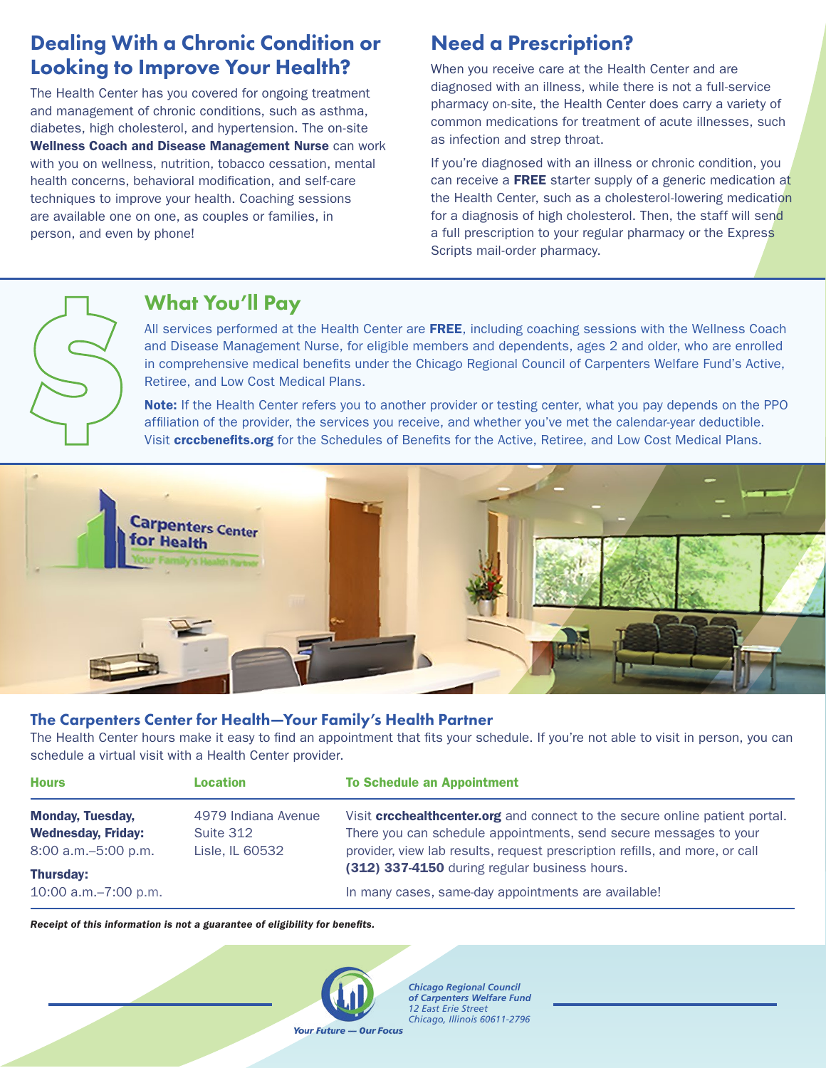## Dealing With a Chronic Condition or Looking to Improve Your Health?

The Health Center has you covered for ongoing treatment and management of chronic conditions, such as asthma, diabetes, high cholesterol, and hypertension. The on-site **Wellness Coach and Disease Management Nurse** can work with you on wellness, nutrition, tobacco cessation, mental health concerns, behavioral modification, and self-care techniques to improve your health. Coaching sessions are available one on one, as couples or families, in person, and even by phone!

## Need a Prescription?

When you receive care at the Health Center and are diagnosed with an illness, while there is not a full-service pharmacy on-site, the Health Center does carry a variety of common medications for treatment of acute illnesses, such as infection and strep throat.

If you're diagnosed with an illness or chronic condition, you can receive a **FREE** starter supply of a generic medication at the Health Center, such as a cholesterol-lowering medication for a diagnosis of high cholesterol. Then, the staff will send a full prescription to your regular pharmacy or the Express Scripts mail-order pharmacy.

## What You'll Pay

All services performed at the Health Center are **FREE**, including coaching sessions with the Wellness Coach and Disease Management Nurse, for eligible members and dependents, ages 2 and older, who are enrolled in comprehensive medical benefits under the Chicago Regional Council of Carpenters Welfare Fund's Active, Retiree, and Low Cost Medical Plans.

**Note:** If the Health Center refers you to another provider or testing center, what you pay depends on the PPO affiliation of the provider, the services you receive, and whether you've met the calendar-year deductible. Visit **crccbenefits.org** for the Schedules of Benefits for the Active, Retiree, and Low Cost Medical Plans.

### The Carpenters Center for Health—Your Family's Health Partner

The Health Center hours make it easy to find an appointment that fits your schedule. If you're not able to visit in person, you can schedule a virtual visit with a Health Center provider.

| Hours | Location | To Schedule an Appointment |
|---|---|---|
| **Monday, Tuesday, Wednesday, Friday:** 8:00 a.m.–5:00 p.m.<br>**Thursday:** 10:00 a.m.–7:00 p.m. | 4979 Indiana Avenue<br>Suite 312<br>Lisle, IL 60532 | Visit **crcchealthcenter.org** and connect to the secure online patient portal. There you can schedule appointments, send secure messages to your provider, view lab results, request prescription refills, and more, or call **(312) 337-4150** during regular business hours.<br>In many cases, same-day appointments are available! |

***Receipt of this information is not a guarantee of eligibility for benefits.***

*Your Future — Our Focus*

*Chicago Regional Council of Carpenters Welfare Fund*
*12 East Erie Street*
*Chicago, Illinois 60611-2796*